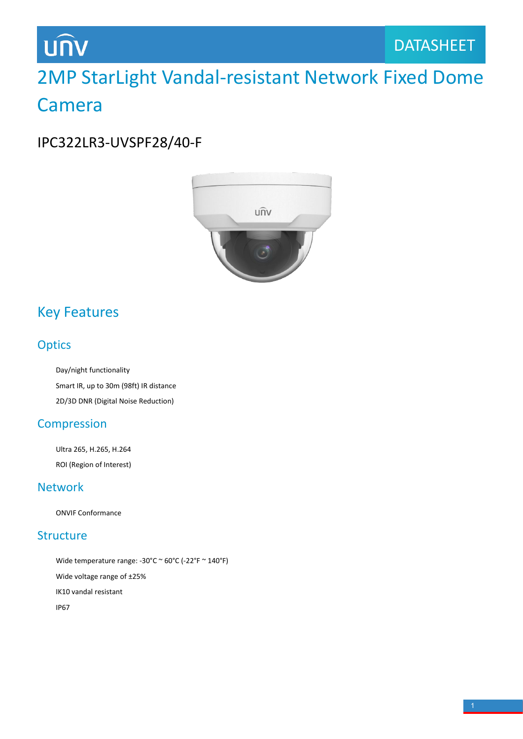# 2MP StarLight Vandal-resistant Network Fixed Dome Camera

## IPC322LR3-UVSPF28/40-F

## Key Features

### Optics

- Day/night functionality
- Smart IR, up to 30m (98ft) IR distance
- 2D/3D DNR (Digital Noise Reduction)

### Compression

- Ultra 265, H.265, H.264
- ROI (Region of Interest)

### Network

- ONVIF Conformance

### Structure

- Wide temperature range: -30°C ~ 60°C (-22°F ~ 140°F)
- Wide voltage range of ±25%
- IK10 vandal resistant
- IP67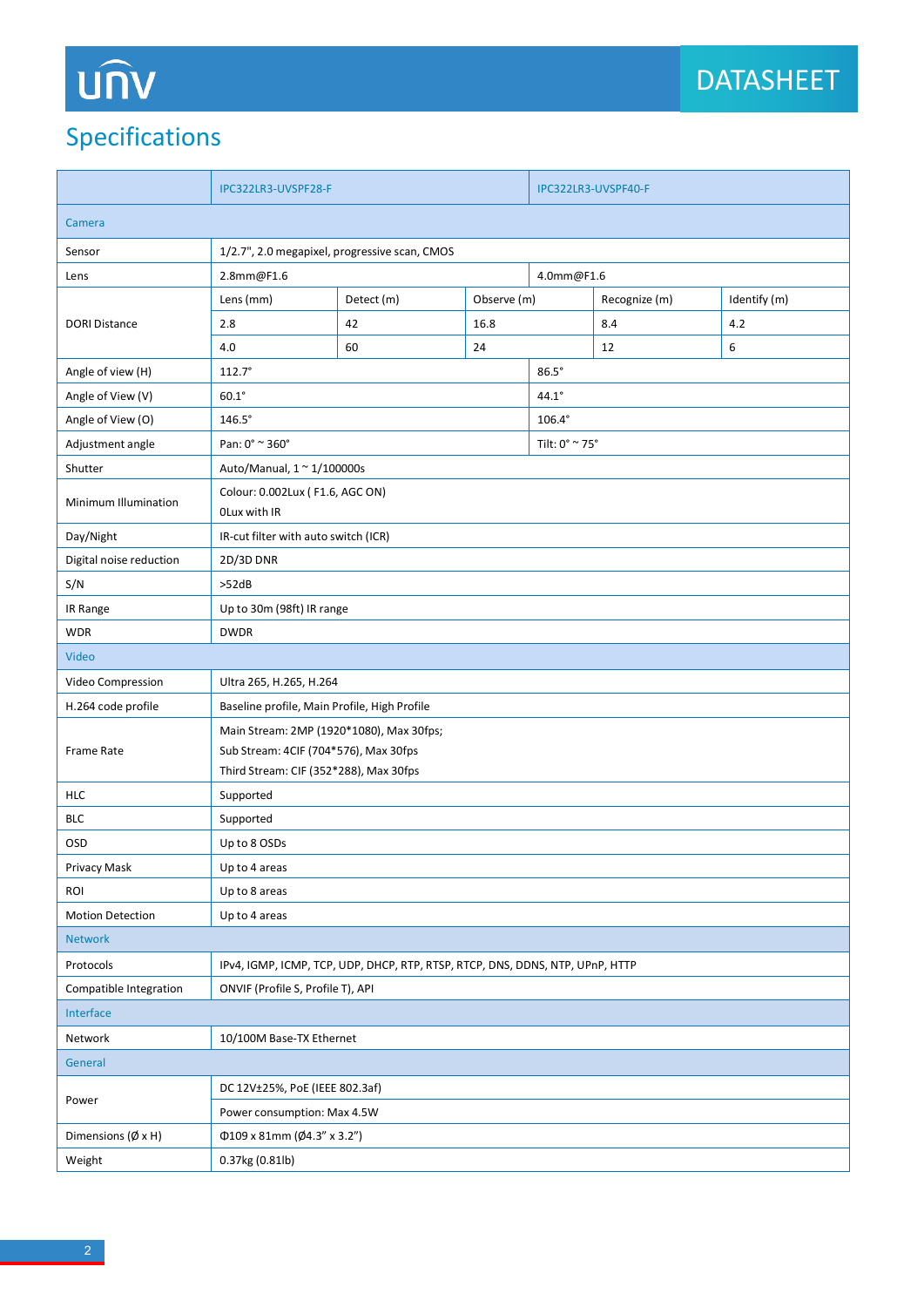## Specifications

| | IPC322LR3-UVSPF28-F | | | IPC322LR3-UVSPF40-F | |
|---|---|---|---|---|---|
| **Camera** | | | | | |
| Sensor | 1/2.7", 2.0 megapixel, progressive scan, CMOS | | | | |
| Lens | 2.8mm@F1.6 | | | 4.0mm@F1.6 | |
| DORI Distance | Lens (mm) | Detect (m) | Observe (m) | Recognize (m) | Identify (m) |
| | 2.8 | 42 | 16.8 | 8.4 | 4.2 |
| | 4.0 | 60 | 24 | 12 | 6 |
| Angle of view (H) | 112.7° | | | 86.5° | |
| Angle of View (V) | 60.1° | | | 44.1° | |
| Angle of View (O) | 146.5° | | | 106.4° | |
| Adjustment angle | Pan: 0° ~ 360° | | | Tilt: 0° ~ 75° | |
| Shutter | Auto/Manual, 1 ~ 1/100000s | | | | |
| Minimum Illumination | Colour: 0.002Lux ( F1.6, AGC ON)<br>0Lux with IR | | | | |
| Day/Night | IR-cut filter with auto switch (ICR) | | | | |
| Digital noise reduction | 2D/3D DNR | | | | |
| S/N | >52dB | | | | |
| IR Range | Up to 30m (98ft) IR range | | | | |
| WDR | DWDR | | | | |
| **Video** | | | | | |
| Video Compression | Ultra 265, H.265, H.264 | | | | |
| H.264 code profile | Baseline profile, Main Profile, High Profile | | | | |
| Frame Rate | Main Stream: 2MP (1920*1080), Max 30fps;<br>Sub Stream: 4CIF (704*576), Max 30fps<br>Third Stream: CIF (352*288), Max 30fps | | | | |
| HLC | Supported | | | | |
| BLC | Supported | | | | |
| OSD | Up to 8 OSDs | | | | |
| Privacy Mask | Up to 4 areas | | | | |
| ROI | Up to 8 areas | | | | |
| Motion Detection | Up to 4 areas | | | | |
| **Network** | | | | | |
| Protocols | IPv4, IGMP, ICMP, TCP, UDP, DHCP, RTP, RTSP, RTCP, DNS, DDNS, NTP, UPnP, HTTP | | | | |
| Compatible Integration | ONVIF (Profile S, Profile T), API | | | | |
| **Interface** | | | | | |
| Network | 10/100M Base-TX Ethernet | | | | |
| **General** | | | | | |
| Power | DC 12V±25%, PoE (IEEE 802.3af)<br>Power consumption: Max 4.5W | | | | |
| Dimensions (Ø x H) | Φ109 x 81mm (Ø4.3" x 3.2") | | | | |
| Weight | 0.37kg (0.81lb) | | | | |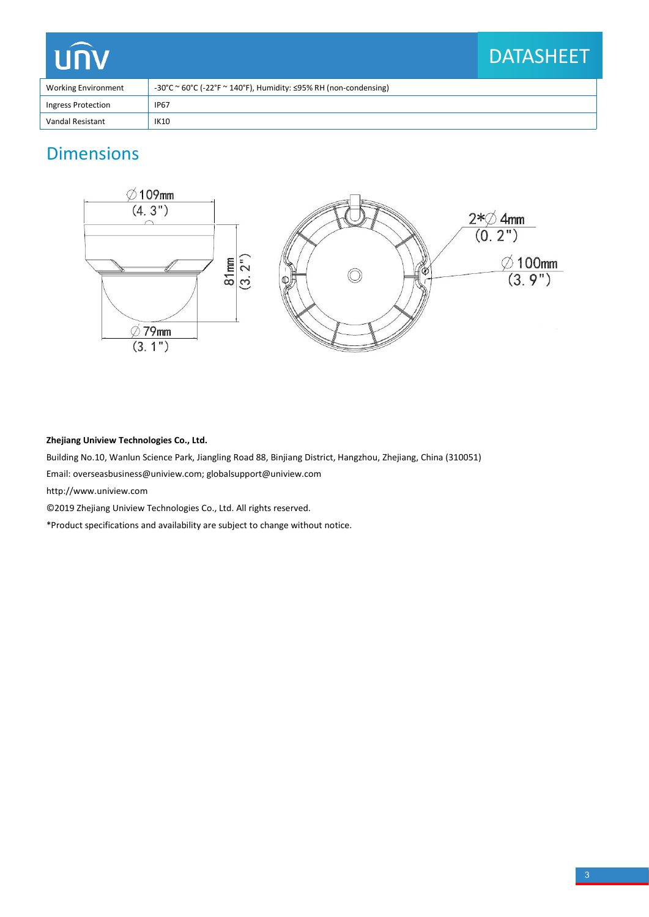| | |
|---|---|
| Working Environment | -30°C ~ 60°C (-22°F ~ 140°F), Humidity: ≤95% RH (non-condensing) |
| Ingress Protection | IP67 |
| Vandal Resistant | IK10 |

## Dimensions

∅109mm
(4.3")

81mm
(3.2")

∅79mm
(3.1")

2*∅4mm
(0.2")

∅100mm
(3.9")

**Zhejiang Uniview Technologies Co., Ltd.**

Building No.10, Wanlun Science Park, Jiangling Road 88, Binjiang District, Hangzhou, Zhejiang, China (310051)

Email: overseasbusiness@uniview.com; globalsupport@uniview.com

http://www.uniview.com

©2019 Zhejiang Uniview Technologies Co., Ltd. All rights reserved.

*Product specifications and availability are subject to change without notice.